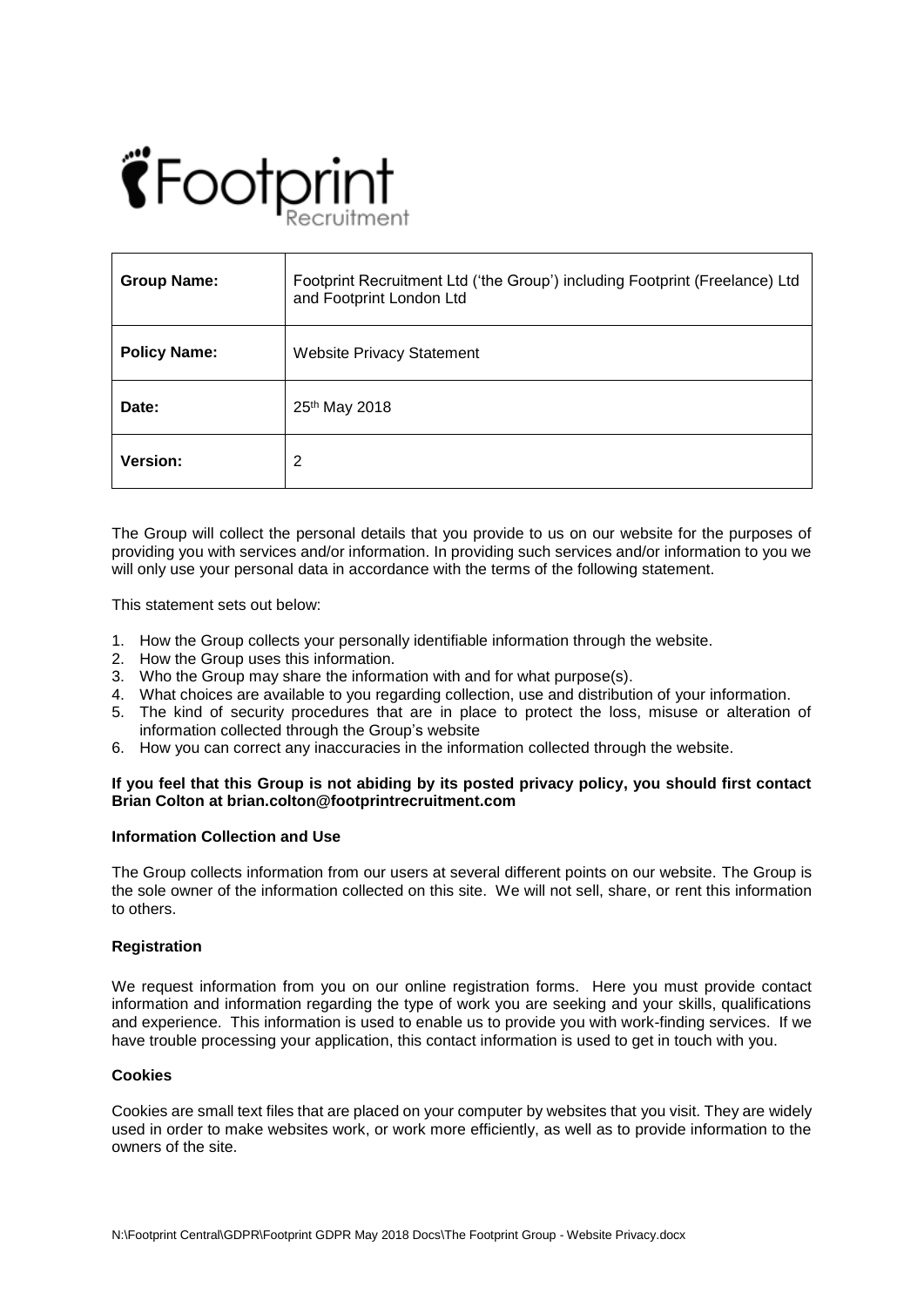Footprint Recruitment

| **Group Name:** | Footprint Recruitment Ltd ('the Group') including Footprint (Freelance) Ltd and Footprint London Ltd |
| --- | --- |
| **Policy Name:** | Website Privacy Statement |
| **Date:** | 25th May 2018 |
| **Version:** | 2 |

The Group will collect the personal details that you provide to us on our website for the purposes of providing you with services and/or information. In providing such services and/or information to you we will only use your personal data in accordance with the terms of the following statement.

This statement sets out below:

1. How the Group collects your personally identifiable information through the website.
2. How the Group uses this information.
3. Who the Group may share the information with and for what purpose(s).
4. What choices are available to you regarding collection, use and distribution of your information.
5. The kind of security procedures that are in place to protect the loss, misuse or alteration of information collected through the Group's website
6. How you can correct any inaccuracies in the information collected through the website.

**If you feel that this Group is not abiding by its posted privacy policy, you should first contact Brian Colton at brian.colton@footprintrecruitment.com**

**Information Collection and Use**

The Group collects information from our users at several different points on our website. The Group is the sole owner of the information collected on this site. We will not sell, share, or rent this information to others.

**Registration**

We request information from you on our online registration forms. Here you must provide contact information and information regarding the type of work you are seeking and your skills, qualifications and experience. This information is used to enable us to provide you with work-finding services. If we have trouble processing your application, this contact information is used to get in touch with you.

**Cookies**

Cookies are small text files that are placed on your computer by websites that you visit. They are widely used in order to make websites work, or work more efficiently, as well as to provide information to the owners of the site.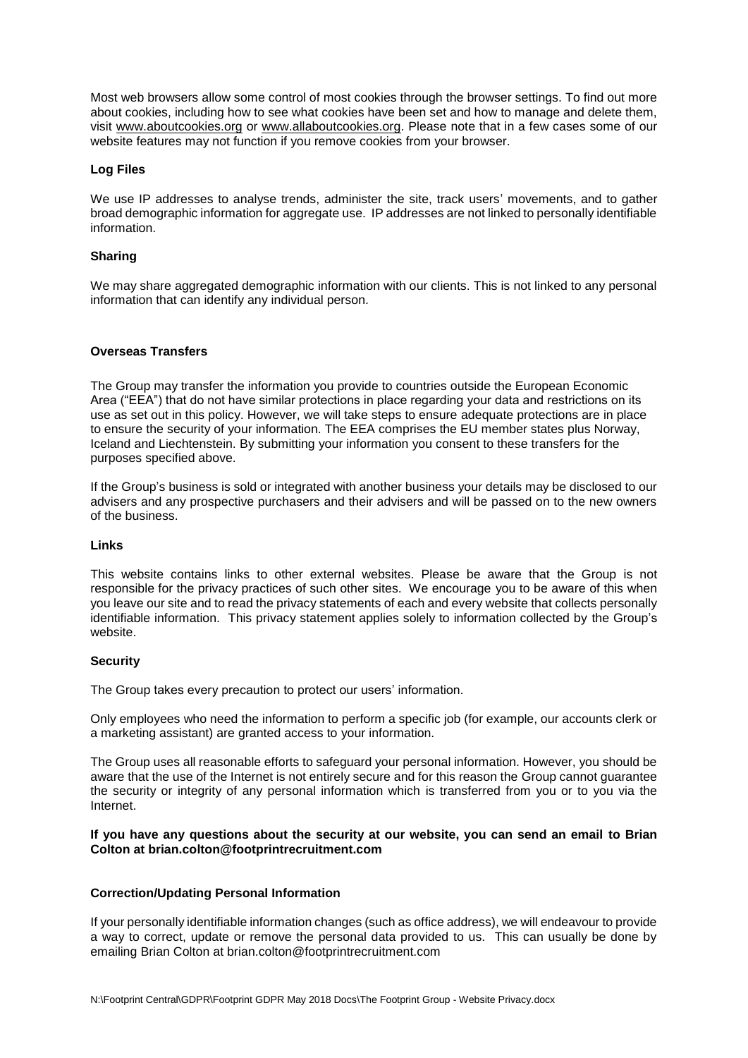Most web browsers allow some control of most cookies through the browser settings. To find out more about cookies, including how to see what cookies have been set and how to manage and delete them, visit www.aboutcookies.org or www.allaboutcookies.org. Please note that in a few cases some of our website features may not function if you remove cookies from your browser.

**Log Files**

We use IP addresses to analyse trends, administer the site, track users' movements, and to gather broad demographic information for aggregate use. IP addresses are not linked to personally identifiable information.

**Sharing**

We may share aggregated demographic information with our clients. This is not linked to any personal information that can identify any individual person.

**Overseas Transfers**

The Group may transfer the information you provide to countries outside the European Economic Area ("EEA") that do not have similar protections in place regarding your data and restrictions on its use as set out in this policy. However, we will take steps to ensure adequate protections are in place to ensure the security of your information. The EEA comprises the EU member states plus Norway, Iceland and Liechtenstein. By submitting your information you consent to these transfers for the purposes specified above.

If the Group's business is sold or integrated with another business your details may be disclosed to our advisers and any prospective purchasers and their advisers and will be passed on to the new owners of the business.

**Links**

This website contains links to other external websites. Please be aware that the Group is not responsible for the privacy practices of such other sites. We encourage you to be aware of this when you leave our site and to read the privacy statements of each and every website that collects personally identifiable information. This privacy statement applies solely to information collected by the Group's website.

**Security**

The Group takes every precaution to protect our users' information.

Only employees who need the information to perform a specific job (for example, our accounts clerk or a marketing assistant) are granted access to your information.

The Group uses all reasonable efforts to safeguard your personal information. However, you should be aware that the use of the Internet is not entirely secure and for this reason the Group cannot guarantee the security or integrity of any personal information which is transferred from you or to you via the Internet.

**If you have any questions about the security at our website, you can send an email to Brian Colton at brian.colton@footprintrecruitment.com**

**Correction/Updating Personal Information**

If your personally identifiable information changes (such as office address), we will endeavour to provide a way to correct, update or remove the personal data provided to us. This can usually be done by emailing Brian Colton at brian.colton@footprintrecruitment.com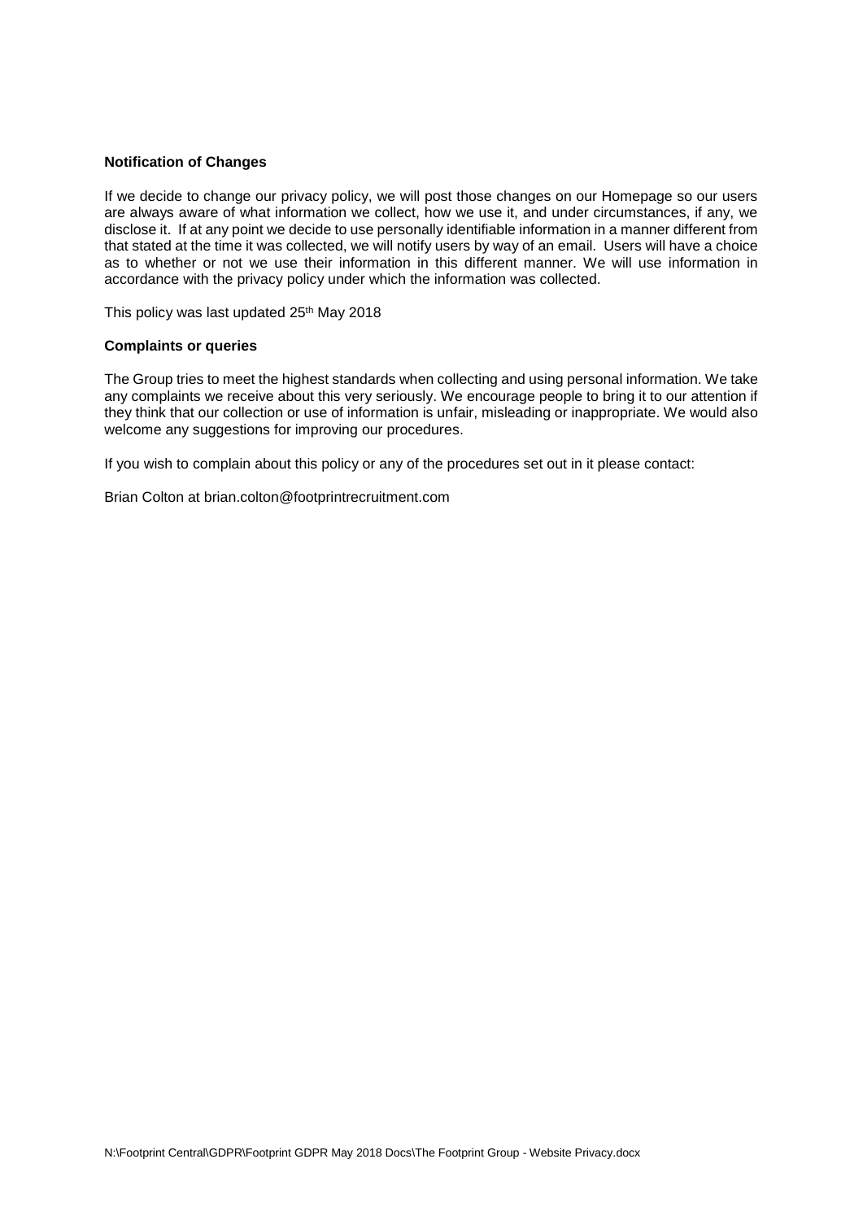**Notification of Changes**

If we decide to change our privacy policy, we will post those changes on our Homepage so our users are always aware of what information we collect, how we use it, and under circumstances, if any, we disclose it. If at any point we decide to use personally identifiable information in a manner different from that stated at the time it was collected, we will notify users by way of an email. Users will have a choice as to whether or not we use their information in this different manner. We will use information in accordance with the privacy policy under which the information was collected.

This policy was last updated 25th May 2018

**Complaints or queries**

The Group tries to meet the highest standards when collecting and using personal information. We take any complaints we receive about this very seriously. We encourage people to bring it to our attention if they think that our collection or use of information is unfair, misleading or inappropriate. We would also welcome any suggestions for improving our procedures.

If you wish to complain about this policy or any of the procedures set out in it please contact:

Brian Colton at brian.colton@footprintrecruitment.com